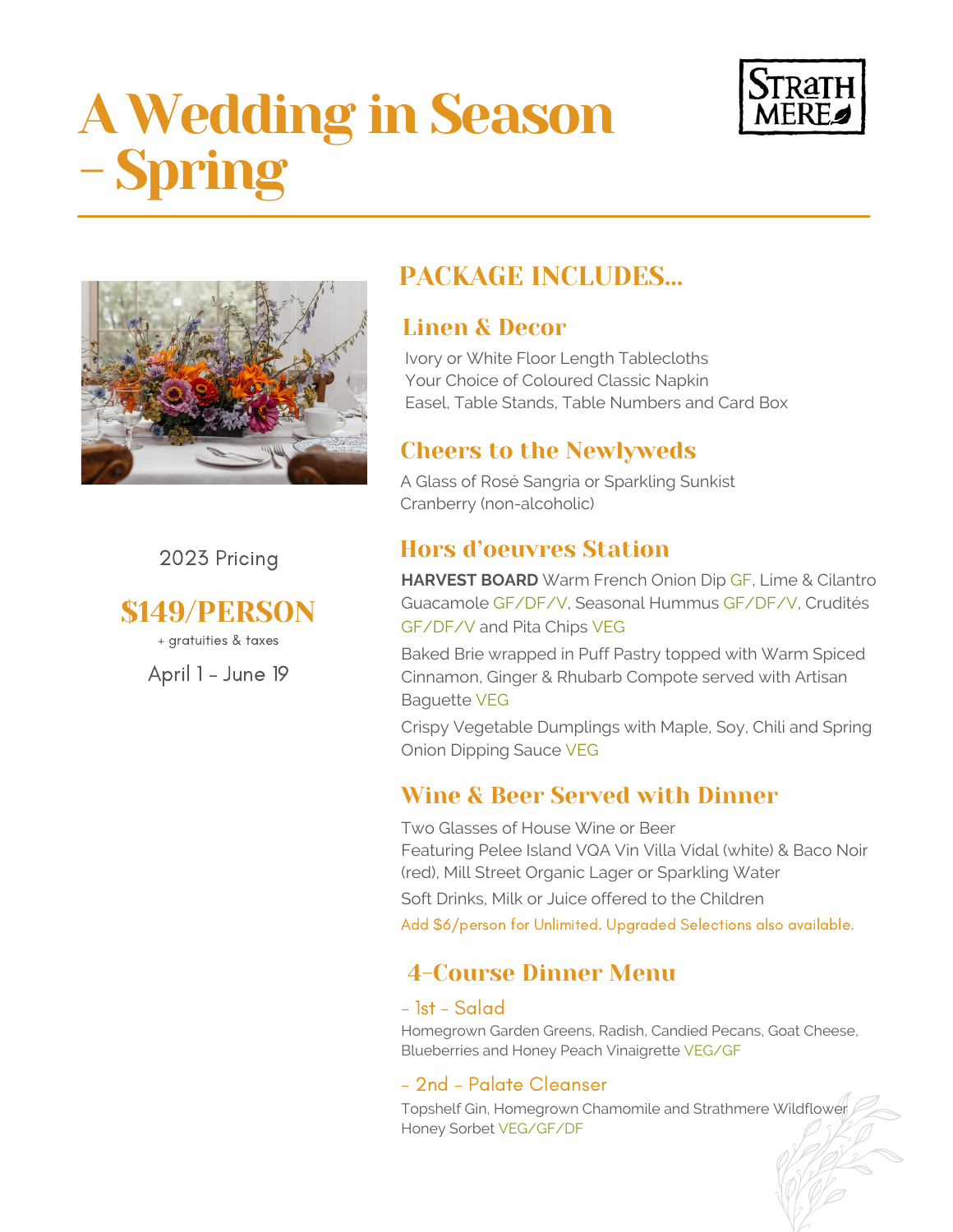# A Wedding in Season – Spring

STRATHMERE

2023 Pricing

**$149/PERSON**

+ gratuities & taxes

April 1 - June 19

## PACKAGE INCLUDES...

### Linen & Decor

Ivory or White Floor Length Tablecloths
Your Choice of Coloured Classic Napkin
Easel, Table Stands, Table Numbers and Card Box

### Cheers to the Newlyweds

A Glass of Rosé Sangria or Sparkling Sunkist Cranberry (non-alcoholic)

### Hors d'oeuvres Station

**HARVEST BOARD** Warm French Onion Dip GF, Lime & Cilantro Guacamole GF/DF/V, Seasonal Hummus GF/DF/V, Crudités GF/DF/V and Pita Chips VEG

Baked Brie wrapped in Puff Pastry topped with Warm Spiced Cinnamon, Ginger & Rhubarb Compote served with Artisan Baguette VEG

Crispy Vegetable Dumplings with Maple, Soy, Chili and Spring Onion Dipping Sauce VEG

### Wine & Beer Served with Dinner

Two Glasses of House Wine or Beer
Featuring Pelee Island VQA Vin Villa Vidal (white) & Baco Noir (red), Mill Street Organic Lager or Sparkling Water

Soft Drinks, Milk or Juice offered to the Children

Add $6/person for Unlimited. Upgraded Selections also available.

### 4-Course Dinner Menu

- 1st - Salad

Homegrown Garden Greens, Radish, Candied Pecans, Goat Cheese, Blueberries and Honey Peach Vinaigrette VEG/GF

- 2nd - Palate Cleanser

Topshelf Gin, Homegrown Chamomile and Strathmere Wildflower Honey Sorbet VEG/GF/DF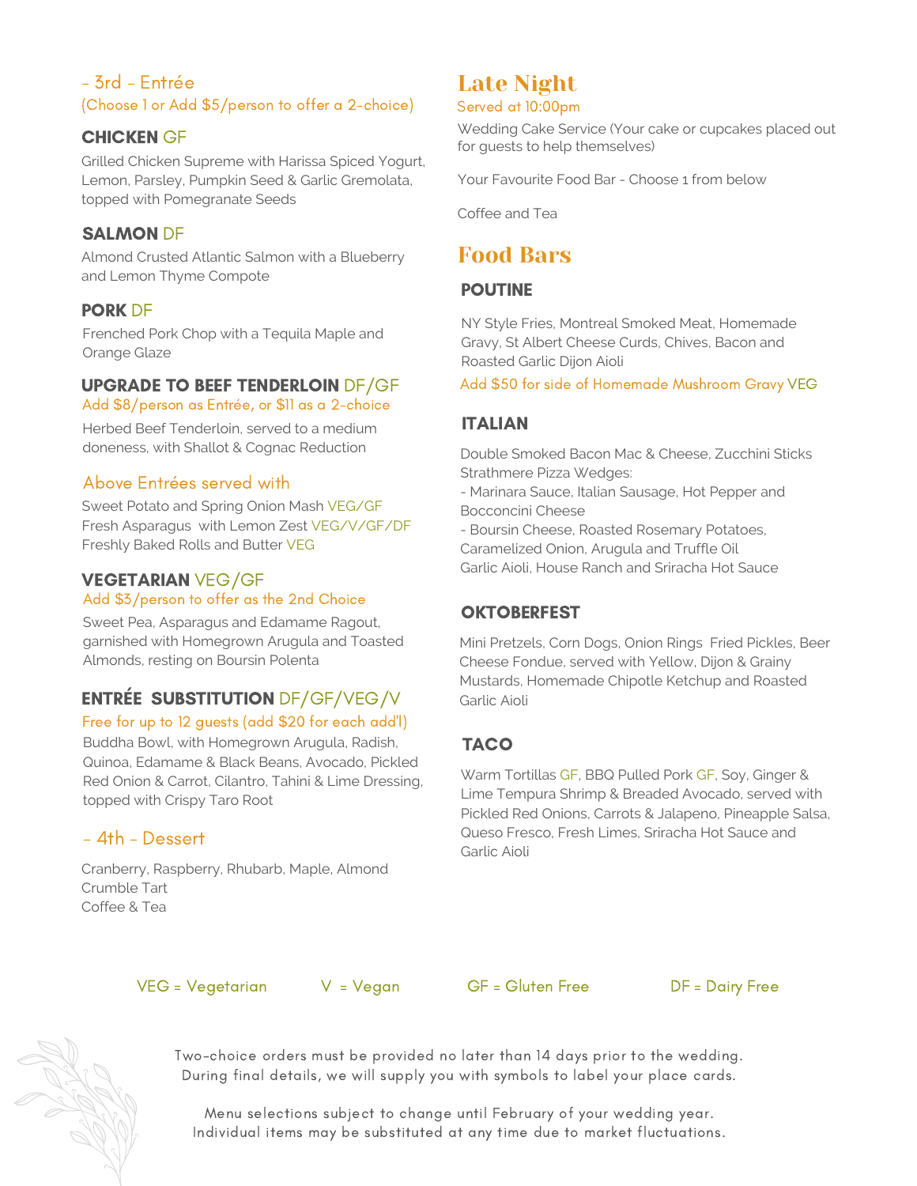## - 3rd - Entrée

(Choose 1 or Add $5/person to offer a 2-choice)

### CHICKEN GF

Grilled Chicken Supreme with Harissa Spiced Yogurt, Lemon, Parsley, Pumpkin Seed & Garlic Gremolata, topped with Pomegranate Seeds

### SALMON DF

Almond Crusted Atlantic Salmon with a Blueberry and Lemon Thyme Compote

### PORK DF

Frenched Pork Chop with a Tequila Maple and Orange Glaze

### UPGRADE TO BEEF TENDERLOIN DF/GF

Add $8/person as Entrée, or $11 as a 2-choice

Herbed Beef Tenderloin, served to a medium doneness, with Shallot & Cognac Reduction

### Above Entrées served with

Sweet Potato and Spring Onion Mash VEG/GF
Fresh Asparagus with Lemon Zest VEG/V/GF/DF
Freshly Baked Rolls and Butter VEG

### VEGETARIAN VEG/GF

Add $3/person to offer as the 2nd Choice

Sweet Pea, Asparagus and Edamame Ragout, garnished with Homegrown Arugula and Toasted Almonds, resting on Boursin Polenta

### ENTRÉE SUBSTITUTION DF/GF/VEG/V

Free for up to 12 guests (add $20 for each add'l)

Buddha Bowl, with Homegrown Arugula, Radish, Quinoa, Edamame & Black Beans, Avocado, Pickled Red Onion & Carrot, Cilantro, Tahini & Lime Dressing, topped with Crispy Taro Root

## - 4th - Dessert

Cranberry, Raspberry, Rhubarb, Maple, Almond Crumble Tart
Coffee & Tea

## Late Night

Served at 10:00pm

Wedding Cake Service (Your cake or cupcakes placed out for guests to help themselves)

Your Favourite Food Bar - Choose 1 from below

Coffee and Tea

## Food Bars

### POUTINE

NY Style Fries, Montreal Smoked Meat, Homemade Gravy, St Albert Cheese Curds, Chives, Bacon and Roasted Garlic Dijon Aioli

Add $50 for side of Homemade Mushroom Gravy VEG

### ITALIAN

Double Smoked Bacon Mac & Cheese, Zucchini Sticks
Strathmere Pizza Wedges:
- Marinara Sauce, Italian Sausage, Hot Pepper and Bocconcini Cheese
- Boursin Cheese, Roasted Rosemary Potatoes, Caramelized Onion, Arugula and Truffle Oil

Garlic Aioli, House Ranch and Sriracha Hot Sauce

### OKTOBERFEST

Mini Pretzels, Corn Dogs, Onion Rings Fried Pickles, Beer Cheese Fondue, served with Yellow, Dijon & Grainy Mustards, Homemade Chipotle Ketchup and Roasted Garlic Aioli

### TACO

Warm Tortillas GF, BBQ Pulled Pork GF, Soy, Ginger & Lime Tempura Shrimp & Breaded Avocado, served with Pickled Red Onions, Carrots & Jalapeno, Pineapple Salsa, Queso Fresco, Fresh Limes, Sriracha Hot Sauce and Garlic Aioli

VEG = Vegetarian V = Vegan GF = Gluten Free DF = Dairy Free

Two-choice orders must be provided no later than 14 days prior to the wedding.
During final details, we will supply you with symbols to label your place cards.

Menu selections subject to change until February of your wedding year.
Individual items may be substituted at any time due to market fluctuations.